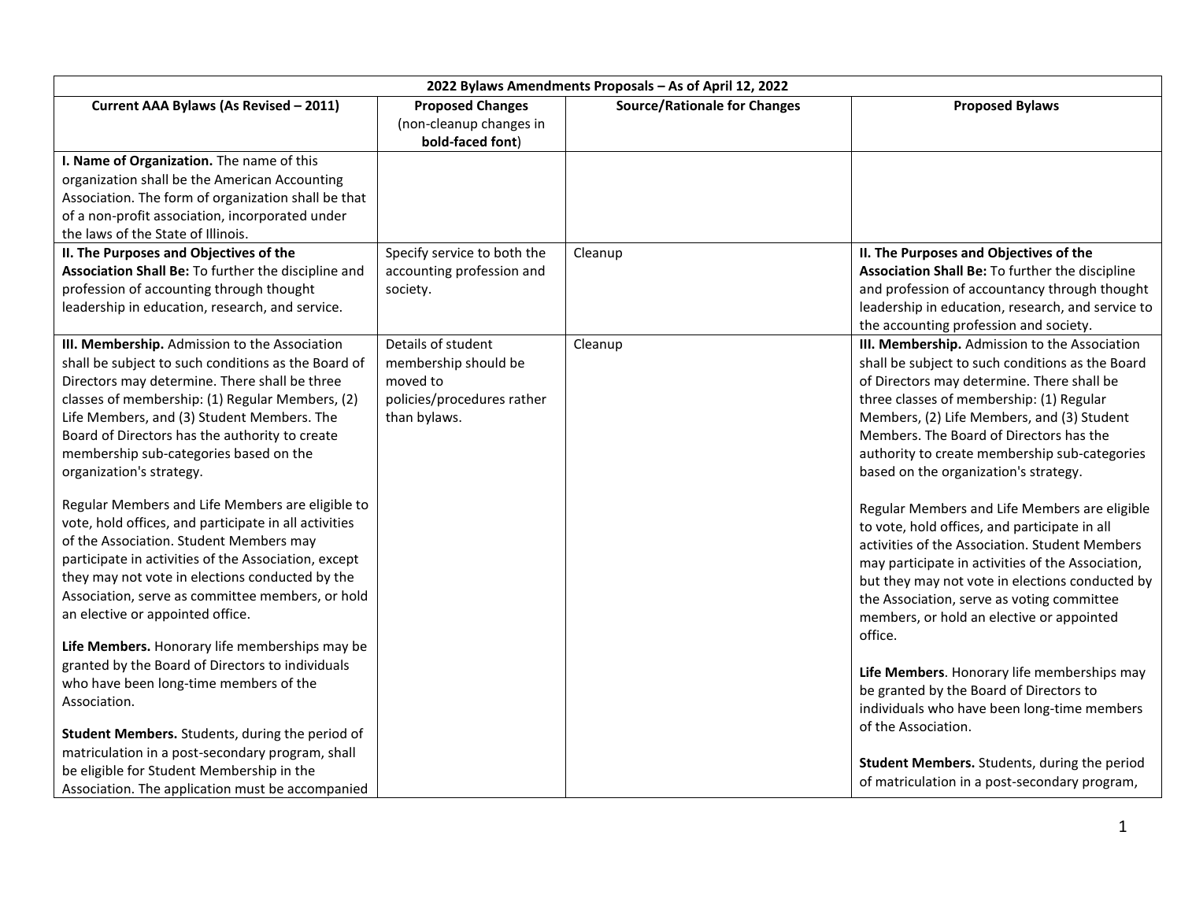| 2022 Bylaws Amendments Proposals – As of April 12, 2022 | | | |
|---|---|---|---|
| **Current AAA Bylaws (As Revised – 2011)** | **Proposed Changes** (non-cleanup changes in **bold-faced font**) | **Source/Rationale for Changes** | **Proposed Bylaws** |
| **I. Name of Organization.** The name of this organization shall be the American Accounting Association. The form of organization shall be that of a non-profit association, incorporated under the laws of the State of Illinois. | | | |
| **II. The Purposes and Objectives of the Association Shall Be:** To further the discipline and profession of accounting through thought leadership in education, research, and service. | Specify service to both the accounting profession and society. | Cleanup | **II. The Purposes and Objectives of the Association Shall Be:** To further the discipline and profession of accountancy through thought leadership in education, research, and service to the accounting profession and society. |
| **III. Membership.** Admission to the Association shall be subject to such conditions as the Board of Directors may determine. There shall be three classes of membership: (1) Regular Members, (2) Life Members, and (3) Student Members. The Board of Directors has the authority to create membership sub-categories based on the organization's strategy.<br><br>Regular Members and Life Members are eligible to vote, hold offices, and participate in all activities of the Association. Student Members may participate in activities of the Association, except they may not vote in elections conducted by the Association, serve as committee members, or hold an elective or appointed office.<br><br>**Life Members.** Honorary life memberships may be granted by the Board of Directors to individuals who have been long-time members of the Association.<br><br>**Student Members.** Students, during the period of matriculation in a post-secondary program, shall be eligible for Student Membership in the Association. The application must be accompanied | Details of student membership should be moved to policies/procedures rather than bylaws. | Cleanup | **III. Membership.** Admission to the Association shall be subject to such conditions as the Board of Directors may determine. There shall be three classes of membership: (1) Regular Members, (2) Life Members, and (3) Student Members. The Board of Directors has the authority to create membership sub-categories based on the organization's strategy.<br><br>Regular Members and Life Members are eligible to vote, hold offices, and participate in all activities of the Association. Student Members may participate in activities of the Association, but they may not vote in elections conducted by the Association, serve as voting committee members, or hold an elective or appointed office.<br><br>**Life Members**. Honorary life memberships may be granted by the Board of Directors to individuals who have been long-time members of the Association.<br><br>**Student Members.** Students, during the period of matriculation in a post-secondary program, |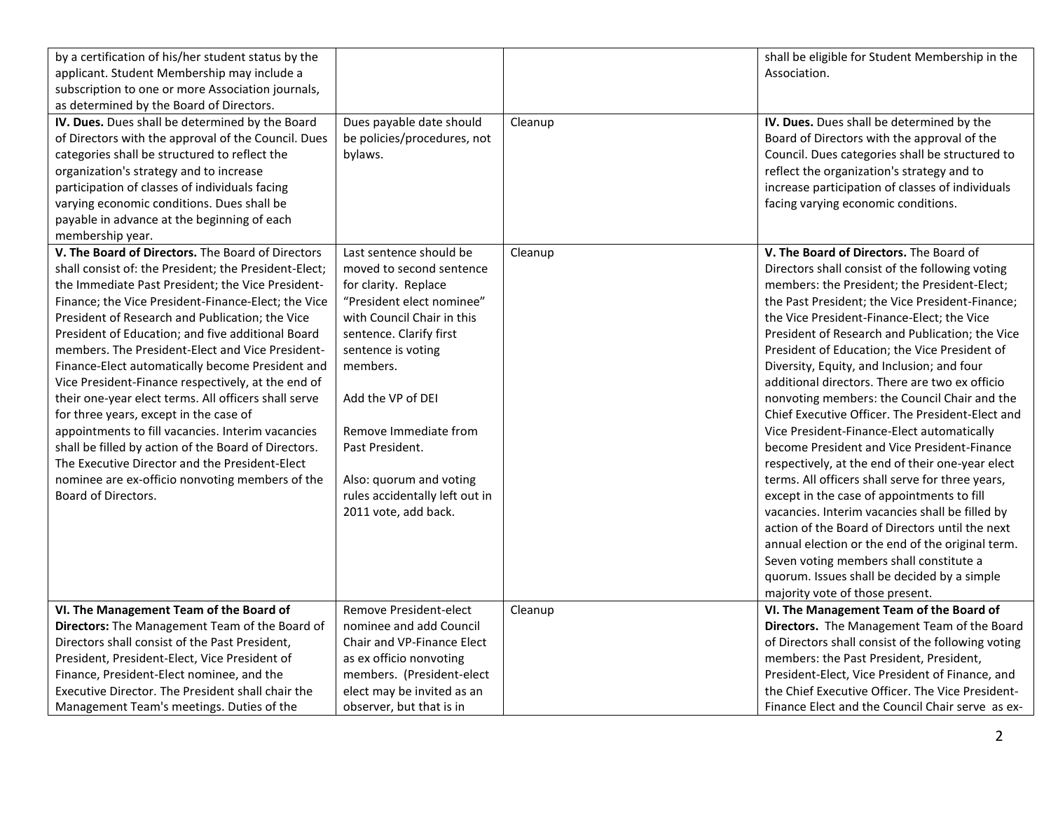| | | | |
|---|---|---|---|
| by a certification of his/her student status by the applicant. Student Membership may include a subscription to one or more Association journals, as determined by the Board of Directors. | | | shall be eligible for Student Membership in the Association. |
| **IV. Dues.** Dues shall be determined by the Board of Directors with the approval of the Council. Dues categories shall be structured to reflect the organization's strategy and to increase participation of classes of individuals facing varying economic conditions. Dues shall be payable in advance at the beginning of each membership year. | Dues payable date should be policies/procedures, not bylaws. | Cleanup | **IV. Dues.** Dues shall be determined by the Board of Directors with the approval of the Council. Dues categories shall be structured to reflect the organization's strategy and to increase participation of classes of individuals facing varying economic conditions. |
| **V. The Board of Directors.** The Board of Directors shall consist of: the President; the President-Elect; the Immediate Past President; the Vice President-Finance; the Vice President-Finance-Elect; the Vice President of Research and Publication; the Vice President of Education; and five additional Board members. The President-Elect and Vice President-Finance-Elect automatically become President and Vice President-Finance respectively, at the end of their one-year elect terms. All officers shall serve for three years, except in the case of appointments to fill vacancies. Interim vacancies shall be filled by action of the Board of Directors. The Executive Director and the President-Elect nominee are ex-officio nonvoting members of the Board of Directors. | Last sentence should be moved to second sentence for clarity. Replace "President elect nominee" with Council Chair in this sentence. Clarify first sentence is voting members.<br><br>Add the VP of DEI<br><br>Remove Immediate from Past President.<br><br>Also: quorum and voting rules accidentally left out in 2011 vote, add back. | Cleanup | **V. The Board of Directors.** The Board of Directors shall consist of the following voting members: the President; the President-Elect; the Past President; the Vice President-Finance; the Vice President-Finance-Elect; the Vice President of Research and Publication; the Vice President of Education; the Vice President of Diversity, Equity, and Inclusion; and four additional directors. There are two ex officio nonvoting members: the Council Chair and the Chief Executive Officer. The President-Elect and Vice President-Finance-Elect automatically become President and Vice President-Finance respectively, at the end of their one-year elect terms. All officers shall serve for three years, except in the case of appointments to fill vacancies. Interim vacancies shall be filled by action of the Board of Directors until the next annual election or the end of the original term. Seven voting members shall constitute a quorum. Issues shall be decided by a simple majority vote of those present. |
| **VI. The Management Team of the Board of Directors:** The Management Team of the Board of Directors shall consist of the Past President, President, President-Elect, Vice President of Finance, President-Elect nominee, and the Executive Director. The President shall chair the Management Team's meetings. Duties of the | Remove President-elect nominee and add Council Chair and VP-Finance Elect as ex officio nonvoting members. (President-elect elect may be invited as an observer, but that is in | Cleanup | **VI. The Management Team of the Board of Directors.** The Management Team of the Board of Directors shall consist of the following voting members: the Past President, President, President-Elect, Vice President of Finance, and the Chief Executive Officer. The Vice President-Finance Elect and the Council Chair serve as ex- |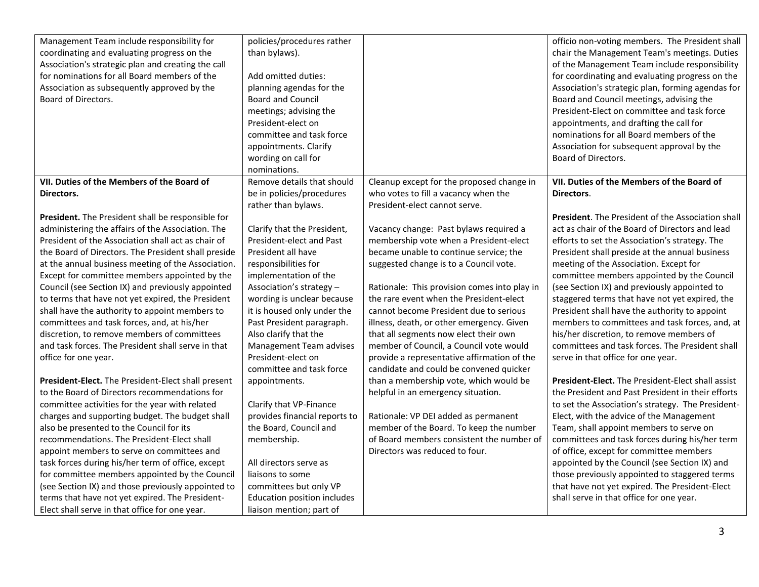| | | | |
|---|---|---|---|
| Management Team include responsibility for coordinating and evaluating progress on the Association's strategic plan and creating the call for nominations for all Board members of the Association as subsequently approved by the Board of Directors. | policies/procedures rather than bylaws).<br><br>Add omitted duties: planning agendas for the Board and Council meetings; advising the President-elect on committee and task force appointments. Clarify wording on call for nominations. | | officio non-voting members. The President shall chair the Management Team's meetings. Duties of the Management Team include responsibility for coordinating and evaluating progress on the Association's strategic plan, forming agendas for Board and Council meetings, advising the President-Elect on committee and task force appointments, and drafting the call for nominations for all Board members of the Association for subsequent approval by the Board of Directors. |
| **VII. Duties of the Members of the Board of Directors.**<br><br>**President.** The President shall be responsible for administering the affairs of the Association. The President of the Association shall act as chair of the Board of Directors. The President shall preside at the annual business meeting of the Association. Except for committee members appointed by the Council (see Section IX) and previously appointed to terms that have not yet expired, the President shall have the authority to appoint members to committees and task forces, and, at his/her discretion, to remove members of committees and task forces. The President shall serve in that office for one year.<br><br>**President-Elect.** The President-Elect shall present to the Board of Directors recommendations for committee activities for the year with related charges and supporting budget. The budget shall also be presented to the Council for its recommendations. The President-Elect shall appoint members to serve on committees and task forces during his/her term of office, except for committee members appointed by the Council (see Section IX) and those previously appointed to terms that have not yet expired. The President-Elect shall serve in that office for one year. | Remove details that should be in policies/procedures rather than bylaws.<br><br>Clarify that the President, President-elect and Past President all have responsibilities for implementation of the Association's strategy – wording is unclear because it is housed only under the Past President paragraph. Also clarify that the Management Team advises President-elect on committee and task force appointments.<br><br>Clarify that VP-Finance provides financial reports to the Board, Council and membership.<br><br>All directors serve as liaisons to some committees but only VP Education position includes liaison mention; part of | Cleanup except for the proposed change in who votes to fill a vacancy when the President-elect cannot serve.<br><br>Vacancy change: Past bylaws required a membership vote when a President-elect became unable to continue service; the suggested change is to a Council vote.<br><br>Rationale: This provision comes into play in the rare event when the President-elect cannot become President due to serious illness, death, or other emergency. Given that all segments now elect their own member of Council, a Council vote would provide a representative affirmation of the candidate and could be convened quicker than a membership vote, which would be helpful in an emergency situation.<br><br>Rationale: VP DEI added as permanent member of the Board. To keep the number of Board members consistent the number of Directors was reduced to four. | **VII. Duties of the Members of the Board of Directors**.<br><br>**President**. The President of the Association shall act as chair of the Board of Directors and lead efforts to set the Association's strategy. The President shall preside at the annual business meeting of the Association. Except for committee members appointed by the Council (see Section IX) and previously appointed to staggered terms that have not yet expired, the President shall have the authority to appoint members to committees and task forces, and, at his/her discretion, to remove members of committees and task forces. The President shall serve in that office for one year.<br><br>**President-Elect.** The President-Elect shall assist the President and Past President in their efforts to set the Association's strategy. The President-Elect, with the advice of the Management Team, shall appoint members to serve on committees and task forces during his/her term of office, except for committee members appointed by the Council (see Section IX) and those previously appointed to staggered terms that have not yet expired. The President-Elect shall serve in that office for one year. |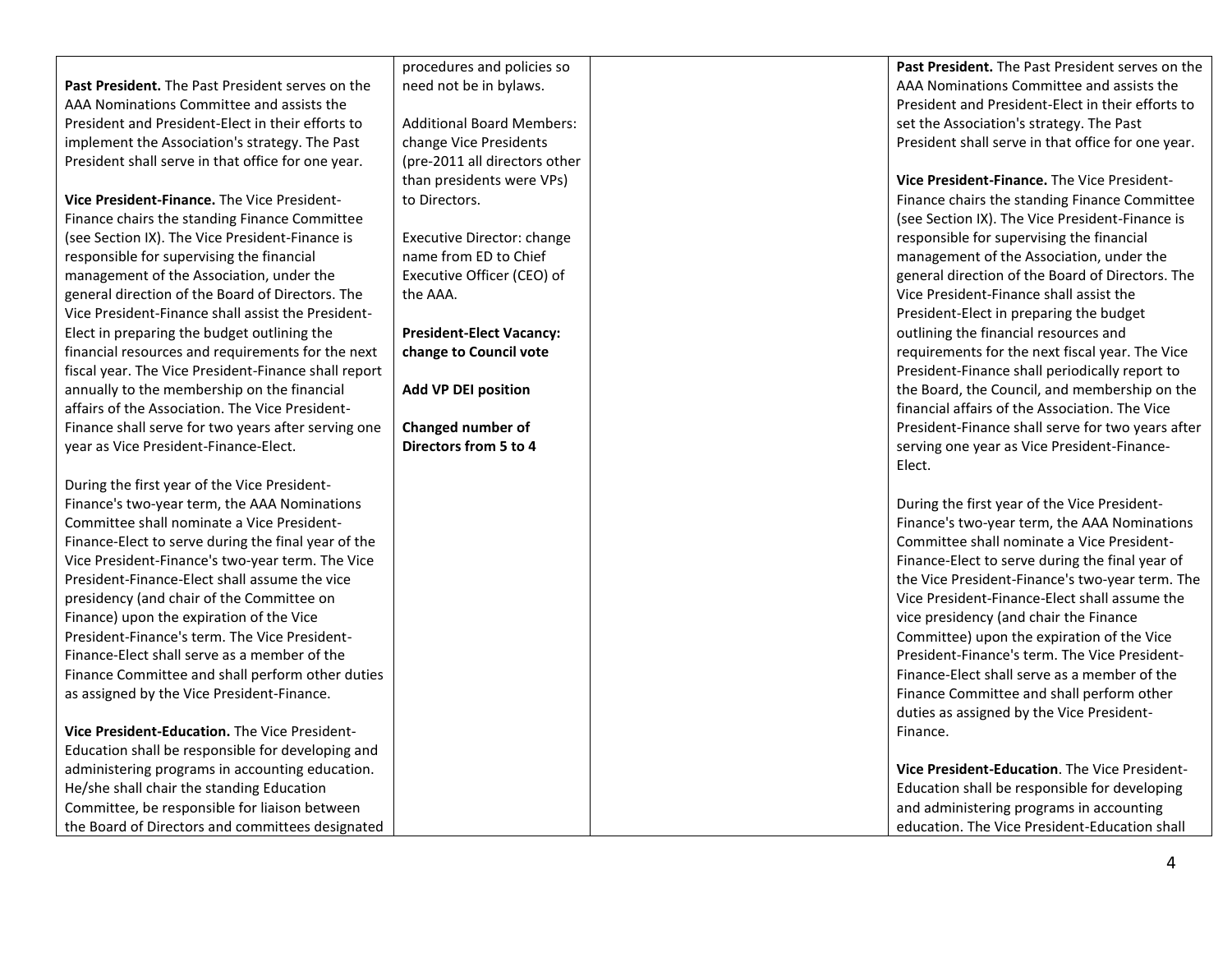| | | | |
|---|---|---|---|
| **Past President.** The Past President serves on the AAA Nominations Committee and assists the President and President-Elect in their efforts to implement the Association's strategy. The Past President shall serve in that office for one year.<br><br>**Vice President-Finance.** The Vice President-Finance chairs the standing Finance Committee (see Section IX). The Vice President-Finance is responsible for supervising the financial management of the Association, under the general direction of the Board of Directors. The Vice President-Finance shall assist the President-Elect in preparing the budget outlining the financial resources and requirements for the next fiscal year. The Vice President-Finance shall report annually to the membership on the financial affairs of the Association. The Vice President-Finance shall serve for two years after serving one year as Vice President-Finance-Elect.<br><br>During the first year of the Vice President-Finance's two-year term, the AAA Nominations Committee shall nominate a Vice President-Finance-Elect to serve during the final year of the Vice President-Finance's two-year term. The Vice President-Finance-Elect shall assume the vice presidency (and chair of the Committee on Finance) upon the expiration of the Vice President-Finance's term. The Vice President-Finance-Elect shall serve as a member of the Finance Committee and shall perform other duties as assigned by the Vice President-Finance.<br><br>**Vice President-Education.** The Vice President-Education shall be responsible for developing and administering programs in accounting education. He/she shall chair the standing Education Committee, be responsible for liaison between the Board of Directors and committees designated | procedures and policies so need not be in bylaws.<br><br>Additional Board Members: change Vice Presidents (pre-2011 all directors other than presidents were VPs) to Directors.<br><br>Executive Director: change name from ED to Chief Executive Officer (CEO) of the AAA.<br><br>**President-Elect Vacancy: change to Council vote**<br><br>**Add VP DEI position**<br><br>**Changed number of Directors from 5 to 4** | | **Past President.** The Past President serves on the AAA Nominations Committee and assists the President and President-Elect in their efforts to set the Association's strategy. The Past President shall serve in that office for one year.<br><br>**Vice President-Finance.** The Vice President-Finance chairs the standing Finance Committee (see Section IX). The Vice President-Finance is responsible for supervising the financial management of the Association, under the general direction of the Board of Directors. The Vice President-Finance shall assist the President-Elect in preparing the budget outlining the financial resources and requirements for the next fiscal year. The Vice President-Finance shall periodically report to the Board, the Council, and membership on the financial affairs of the Association. The Vice President-Finance shall serve for two years after serving one year as Vice President-Finance-Elect.<br><br>During the first year of the Vice President-Finance's two-year term, the AAA Nominations Committee shall nominate a Vice President-Finance-Elect to serve during the final year of the Vice President-Finance's two-year term. The Vice President-Finance-Elect shall assume the vice presidency (and chair the Finance Committee) upon the expiration of the Vice President-Finance's term. The Vice President-Finance-Elect shall serve as a member of the Finance Committee and shall perform other duties as assigned by the Vice President-Finance.<br><br>**Vice President-Education**. The Vice President-Education shall be responsible for developing and administering programs in accounting education. The Vice President-Education shall |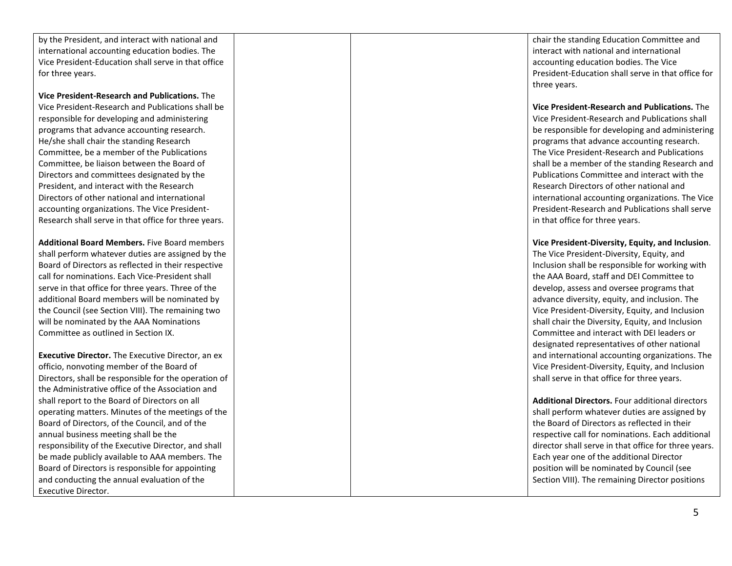| | | | |
|---|---|---|---|
| by the President, and interact with national and international accounting education bodies. The Vice President-Education shall serve in that office for three years.<br><br>**Vice President-Research and Publications.** The Vice President-Research and Publications shall be responsible for developing and administering programs that advance accounting research. He/she shall chair the standing Research Committee, be a member of the Publications Committee, be liaison between the Board of Directors and committees designated by the President, and interact with the Research Directors of other national and international accounting organizations. The Vice President-Research shall serve in that office for three years.<br><br>**Additional Board Members.** Five Board members shall perform whatever duties are assigned by the Board of Directors as reflected in their respective call for nominations. Each Vice-President shall serve in that office for three years. Three of the additional Board members will be nominated by the Council (see Section VIII). The remaining two will be nominated by the AAA Nominations Committee as outlined in Section IX.<br><br>**Executive Director.** The Executive Director, an ex officio, nonvoting member of the Board of Directors, shall be responsible for the operation of the Administrative office of the Association and shall report to the Board of Directors on all operating matters. Minutes of the meetings of the Board of Directors, of the Council, and of the annual business meeting shall be the responsibility of the Executive Director, and shall be made publicly available to AAA members. The Board of Directors is responsible for appointing and conducting the annual evaluation of the Executive Director. | | | chair the standing Education Committee and interact with national and international accounting education bodies. The Vice President-Education shall serve in that office for three years.<br><br>**Vice President-Research and Publications.** The Vice President-Research and Publications shall be responsible for developing and administering programs that advance accounting research. The Vice President-Research and Publications shall be a member of the standing Research and Publications Committee and interact with the Research Directors of other national and international accounting organizations. The Vice President-Research and Publications shall serve in that office for three years.<br><br>**Vice President-Diversity, Equity, and Inclusion**. The Vice President-Diversity, Equity, and Inclusion shall be responsible for working with the AAA Board, staff and DEI Committee to develop, assess and oversee programs that advance diversity, equity, and inclusion. The Vice President-Diversity, Equity, and Inclusion shall chair the Diversity, Equity, and Inclusion Committee and interact with DEI leaders or designated representatives of other national and international accounting organizations. The Vice President-Diversity, Equity, and Inclusion shall serve in that office for three years.<br><br>**Additional Directors.** Four additional directors shall perform whatever duties are assigned by the Board of Directors as reflected in their respective call for nominations. Each additional director shall serve in that office for three years. Each year one of the additional Director position will be nominated by Council (see Section VIII). The remaining Director positions |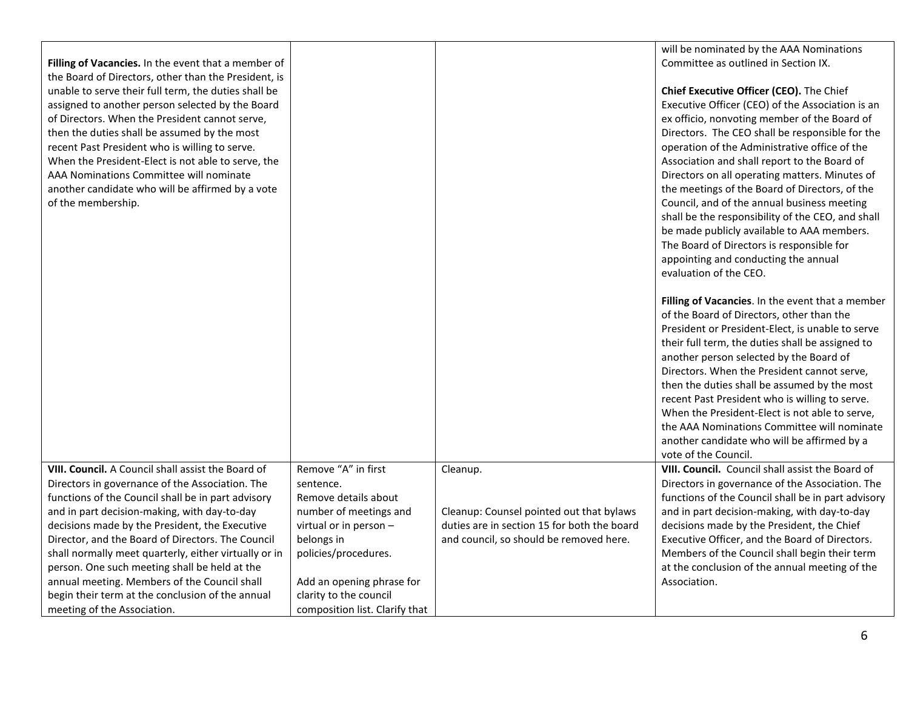| | | | |
|---|---|---|---|
| **Filling of Vacancies.** In the event that a member of the Board of Directors, other than the President, is unable to serve their full term, the duties shall be assigned to another person selected by the Board of Directors. When the President cannot serve, then the duties shall be assumed by the most recent Past President who is willing to serve. When the President-Elect is not able to serve, the AAA Nominations Committee will nominate another candidate who will be affirmed by a vote of the membership. | | | will be nominated by the AAA Nominations Committee as outlined in Section IX.<br><br>**Chief Executive Officer (CEO).** The Chief Executive Officer (CEO) of the Association is an ex officio, nonvoting member of the Board of Directors. The CEO shall be responsible for the operation of the Administrative office of the Association and shall report to the Board of Directors on all operating matters. Minutes of the meetings of the Board of Directors, of the Council, and of the annual business meeting shall be the responsibility of the CEO, and shall be made publicly available to AAA members. The Board of Directors is responsible for appointing and conducting the annual evaluation of the CEO.<br><br>**Filling of Vacancies**. In the event that a member of the Board of Directors, other than the President or President-Elect, is unable to serve their full term, the duties shall be assigned to another person selected by the Board of Directors. When the President cannot serve, then the duties shall be assumed by the most recent Past President who is willing to serve. When the President-Elect is not able to serve, the AAA Nominations Committee will nominate another candidate who will be affirmed by a vote of the Council. |
| **VIII. Council.** A Council shall assist the Board of Directors in governance of the Association. The functions of the Council shall be in part advisory and in part decision-making, with day-to-day decisions made by the President, the Executive Director, and the Board of Directors. The Council shall normally meet quarterly, either virtually or in person. One such meeting shall be held at the annual meeting. Members of the Council shall begin their term at the conclusion of the annual meeting of the Association. | Remove "A" in first sentence.<br>Remove details about number of meetings and virtual or in person – belongs in policies/procedures.<br><br>Add an opening phrase for clarity to the council composition list. Clarify that | Cleanup.<br><br>Cleanup: Counsel pointed out that bylaws duties are in section 15 for both the board and council, so should be removed here. | **VIII. Council.** Council shall assist the Board of Directors in governance of the Association. The functions of the Council shall be in part advisory and in part decision-making, with day-to-day decisions made by the President, the Chief Executive Officer, and the Board of Directors. Members of the Council shall begin their term at the conclusion of the annual meeting of the Association. |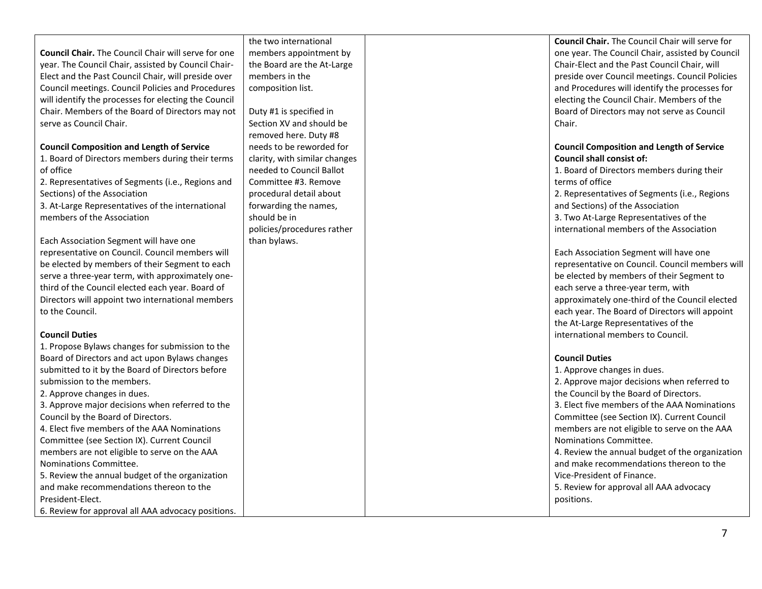| | | | |
|---|---|---|---|
| **Council Chair.** The Council Chair will serve for one year. The Council Chair, assisted by Council Chair-Elect and the Past Council Chair, will preside over Council meetings. Council Policies and Procedures will identify the processes for electing the Council Chair. Members of the Board of Directors may not serve as Council Chair.<br><br>**Council Composition and Length of Service**<br>1. Board of Directors members during their terms of office<br>2. Representatives of Segments (i.e., Regions and Sections) of the Association<br>3. At-Large Representatives of the international members of the Association<br><br>Each Association Segment will have one representative on Council. Council members will be elected by members of their Segment to each serve a three-year term, with approximately one-third of the Council elected each year. Board of Directors will appoint two international members to the Council.<br><br>**Council Duties**<br>1. Propose Bylaws changes for submission to the Board of Directors and act upon Bylaws changes submitted to it by the Board of Directors before submission to the members.<br>2. Approve changes in dues.<br>3. Approve major decisions when referred to the Council by the Board of Directors.<br>4. Elect five members of the AAA Nominations Committee (see Section IX). Current Council members are not eligible to serve on the AAA Nominations Committee.<br>5. Review the annual budget of the organization and make recommendations thereon to the President-Elect.<br>6. Review for approval all AAA advocacy positions. | the two international members appointment by the Board are the At-Large members in the composition list.<br><br>Duty #1 is specified in Section XV and should be removed here. Duty #8 needs to be reworded for clarity, with similar changes needed to Council Ballot Committee #3. Remove procedural detail about forwarding the names, should be in policies/procedures rather than bylaws. | | **Council Chair.** The Council Chair will serve for one year. The Council Chair, assisted by Council Chair-Elect and the Past Council Chair, will preside over Council meetings. Council Policies and Procedures will identify the processes for electing the Council Chair. Members of the Board of Directors may not serve as Council Chair.<br><br>**Council Composition and Length of Service**<br>**Council shall consist of:**<br>1. Board of Directors members during their terms of office<br>2. Representatives of Segments (i.e., Regions and Sections) of the Association<br>3. Two At-Large Representatives of the international members of the Association<br><br>Each Association Segment will have one representative on Council. Council members will be elected by members of their Segment to each serve a three-year term, with approximately one-third of the Council elected each year. The Board of Directors will appoint the At-Large Representatives of the international members to Council.<br><br>**Council Duties**<br>1. Approve changes in dues.<br>2. Approve major decisions when referred to the Council by the Board of Directors.<br>3. Elect five members of the AAA Nominations Committee (see Section IX). Current Council members are not eligible to serve on the AAA Nominations Committee.<br>4. Review the annual budget of the organization and make recommendations thereon to the Vice-President of Finance.<br>5. Review for approval all AAA advocacy positions. |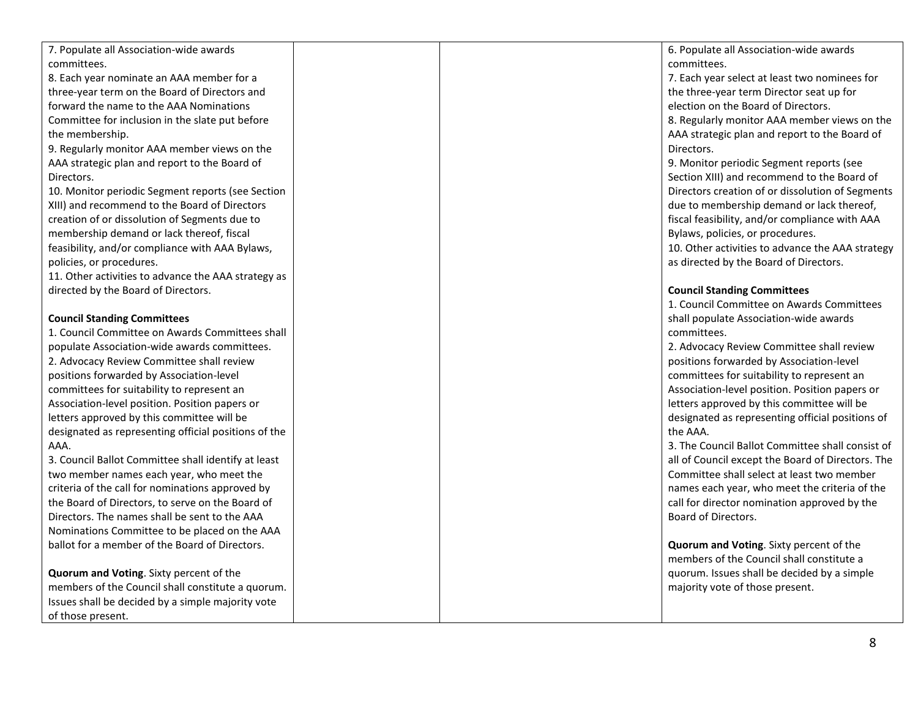| | | | |
|---|---|---|---|
| 7. Populate all Association-wide awards committees.<br>8. Each year nominate an AAA member for a three-year term on the Board of Directors and forward the name to the AAA Nominations Committee for inclusion in the slate put before the membership.<br>9. Regularly monitor AAA member views on the AAA strategic plan and report to the Board of Directors.<br>10. Monitor periodic Segment reports (see Section XIII) and recommend to the Board of Directors creation of or dissolution of Segments due to membership demand or lack thereof, fiscal feasibility, and/or compliance with AAA Bylaws, policies, or procedures.<br>11. Other activities to advance the AAA strategy as directed by the Board of Directors.<br><br>**Council Standing Committees**<br>1. Council Committee on Awards Committees shall populate Association-wide awards committees.<br>2. Advocacy Review Committee shall review positions forwarded by Association-level committees for suitability to represent an Association-level position. Position papers or letters approved by this committee will be designated as representing official positions of the AAA.<br>3. Council Ballot Committee shall identify at least two member names each year, who meet the criteria of the call for nominations approved by the Board of Directors, to serve on the Board of Directors. The names shall be sent to the AAA Nominations Committee to be placed on the AAA ballot for a member of the Board of Directors.<br><br>**Quorum and Voting**. Sixty percent of the members of the Council shall constitute a quorum. Issues shall be decided by a simple majority vote of those present. | | | 6. Populate all Association-wide awards committees.<br>7. Each year select at least two nominees for the three-year term Director seat up for election on the Board of Directors.<br>8. Regularly monitor AAA member views on the AAA strategic plan and report to the Board of Directors.<br>9. Monitor periodic Segment reports (see Section XIII) and recommend to the Board of Directors creation of or dissolution of Segments due to membership demand or lack thereof, fiscal feasibility, and/or compliance with AAA Bylaws, policies, or procedures.<br>10. Other activities to advance the AAA strategy as directed by the Board of Directors.<br><br>**Council Standing Committees**<br>1. Council Committee on Awards Committees shall populate Association-wide awards committees.<br>2. Advocacy Review Committee shall review positions forwarded by Association-level committees for suitability to represent an Association-level position. Position papers or letters approved by this committee will be designated as representing official positions of the AAA.<br>3. The Council Ballot Committee shall consist of all of Council except the Board of Directors. The Committee shall select at least two member names each year, who meet the criteria of the call for director nomination approved by the Board of Directors.<br><br>**Quorum and Voting**. Sixty percent of the members of the Council shall constitute a quorum. Issues shall be decided by a simple majority vote of those present. |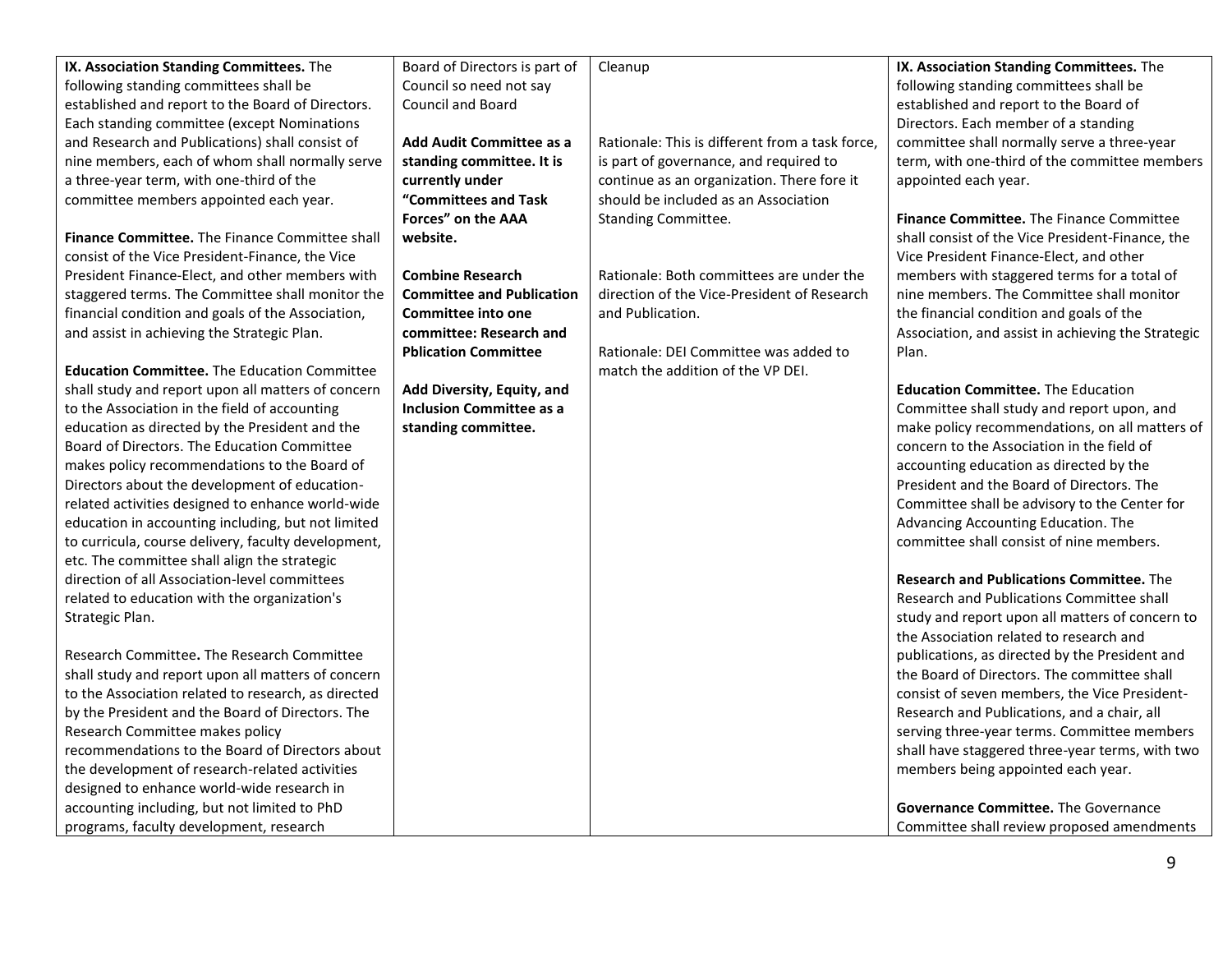| | | | |
|---|---|---|---|
| **IX. Association Standing Committees.** The following standing committees shall be established and report to the Board of Directors. Each standing committee (except Nominations and Research and Publications) shall consist of nine members, each of whom shall normally serve a three-year term, with one-third of the committee members appointed each year.<br><br>**Finance Committee.** The Finance Committee shall consist of the Vice President-Finance, the Vice President Finance-Elect, and other members with staggered terms. The Committee shall monitor the financial condition and goals of the Association, and assist in achieving the Strategic Plan.<br><br>**Education Committee.** The Education Committee shall study and report upon all matters of concern to the Association in the field of accounting education as directed by the President and the Board of Directors. The Education Committee makes policy recommendations to the Board of Directors about the development of education-related activities designed to enhance world-wide education in accounting including, but not limited to curricula, course delivery, faculty development, etc. The committee shall align the strategic direction of all Association-level committees related to education with the organization's Strategic Plan.<br><br>Research Committee**.** The Research Committee shall study and report upon all matters of concern to the Association related to research, as directed by the President and the Board of Directors. The Research Committee makes policy recommendations to the Board of Directors about the development of research-related activities designed to enhance world-wide research in accounting including, but not limited to PhD programs, faculty development, research | Board of Directors is part of Council so need not say Council and Board<br><br>**Add Audit Committee as a standing committee. It is currently under "Committees and Task Forces" on the AAA website.**<br><br>**Combine Research Committee and Publication Committee into one committee: Research and Pblication Committee**<br><br>**Add Diversity, Equity, and Inclusion Committee as a standing committee.** | Cleanup<br><br>Rationale: This is different from a task force, is part of governance, and required to continue as an organization. There fore it should be included as an Association Standing Committee.<br><br>Rationale: Both committees are under the direction of the Vice-President of Research and Publication.<br><br>Rationale: DEI Committee was added to match the addition of the VP DEI. | **IX. Association Standing Committees.** The following standing committees shall be established and report to the Board of Directors. Each member of a standing committee shall normally serve a three-year term, with one-third of the committee members appointed each year.<br><br>**Finance Committee.** The Finance Committee shall consist of the Vice President-Finance, the Vice President Finance-Elect, and other members with staggered terms for a total of nine members. The Committee shall monitor the financial condition and goals of the Association, and assist in achieving the Strategic Plan.<br><br>**Education Committee.** The Education Committee shall study and report upon, and make policy recommendations, on all matters of concern to the Association in the field of accounting education as directed by the President and the Board of Directors. The Committee shall be advisory to the Center for Advancing Accounting Education. The committee shall consist of nine members.<br><br>**Research and Publications Committee.** The Research and Publications Committee shall study and report upon all matters of concern to the Association related to research and publications, as directed by the President and the Board of Directors. The committee shall consist of seven members, the Vice President-Research and Publications, and a chair, all serving three-year terms. Committee members shall have staggered three-year terms, with two members being appointed each year.<br><br>**Governance Committee.** The Governance Committee shall review proposed amendments |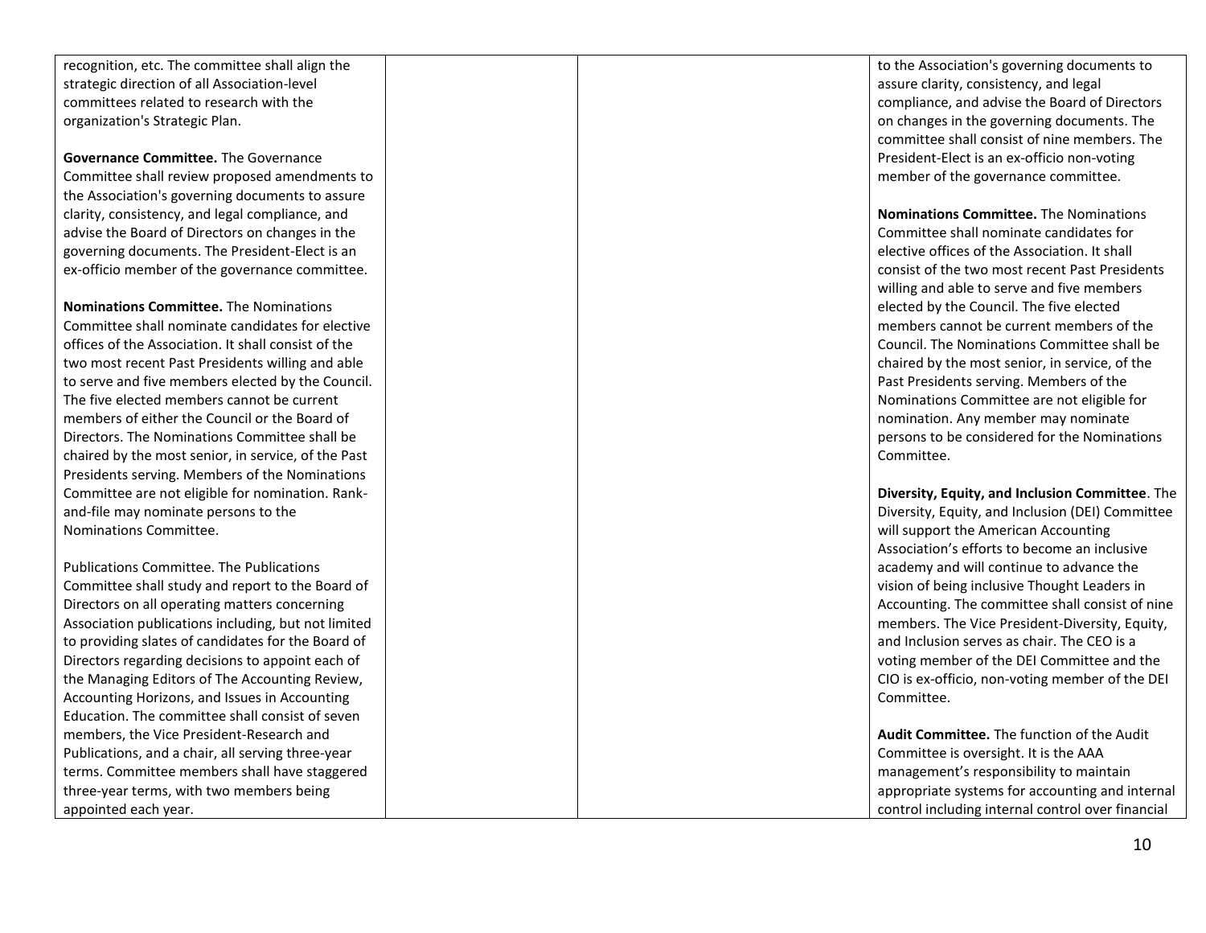| | | | |
|---|---|---|---|
| recognition, etc. The committee shall align the strategic direction of all Association-level committees related to research with the organization's Strategic Plan.<br><br>**Governance Committee.** The Governance Committee shall review proposed amendments to the Association's governing documents to assure clarity, consistency, and legal compliance, and advise the Board of Directors on changes in the governing documents. The President-Elect is an ex-officio member of the governance committee.<br><br>**Nominations Committee.** The Nominations Committee shall nominate candidates for elective offices of the Association. It shall consist of the two most recent Past Presidents willing and able to serve and five members elected by the Council. The five elected members cannot be current members of either the Council or the Board of Directors. The Nominations Committee shall be chaired by the most senior, in service, of the Past Presidents serving. Members of the Nominations Committee are not eligible for nomination. Rank-and-file may nominate persons to the Nominations Committee.<br><br>Publications Committee. The Publications Committee shall study and report to the Board of Directors on all operating matters concerning Association publications including, but not limited to providing slates of candidates for the Board of Directors regarding decisions to appoint each of the Managing Editors of The Accounting Review, Accounting Horizons, and Issues in Accounting Education. The committee shall consist of seven members, the Vice President-Research and Publications, and a chair, all serving three-year terms. Committee members shall have staggered three-year terms, with two members being appointed each year. | | | to the Association's governing documents to assure clarity, consistency, and legal compliance, and advise the Board of Directors on changes in the governing documents. The committee shall consist of nine members. The President-Elect is an ex-officio non-voting member of the governance committee.<br><br>**Nominations Committee.** The Nominations Committee shall nominate candidates for elective offices of the Association. It shall consist of the two most recent Past Presidents willing and able to serve and five members elected by the Council. The five elected members cannot be current members of the Council. The Nominations Committee shall be chaired by the most senior, in service, of the Past Presidents serving. Members of the Nominations Committee are not eligible for nomination. Any member may nominate persons to be considered for the Nominations Committee.<br><br>**Diversity, Equity, and Inclusion Committee**. The Diversity, Equity, and Inclusion (DEI) Committee will support the American Accounting Association's efforts to become an inclusive academy and will continue to advance the vision of being inclusive Thought Leaders in Accounting. The committee shall consist of nine members. The Vice President-Diversity, Equity, and Inclusion serves as chair. The CEO is a voting member of the DEI Committee and the CIO is ex-officio, non-voting member of the DEI Committee.<br><br>**Audit Committee.** The function of the Audit Committee is oversight. It is the AAA management's responsibility to maintain appropriate systems for accounting and internal control including internal control over financial |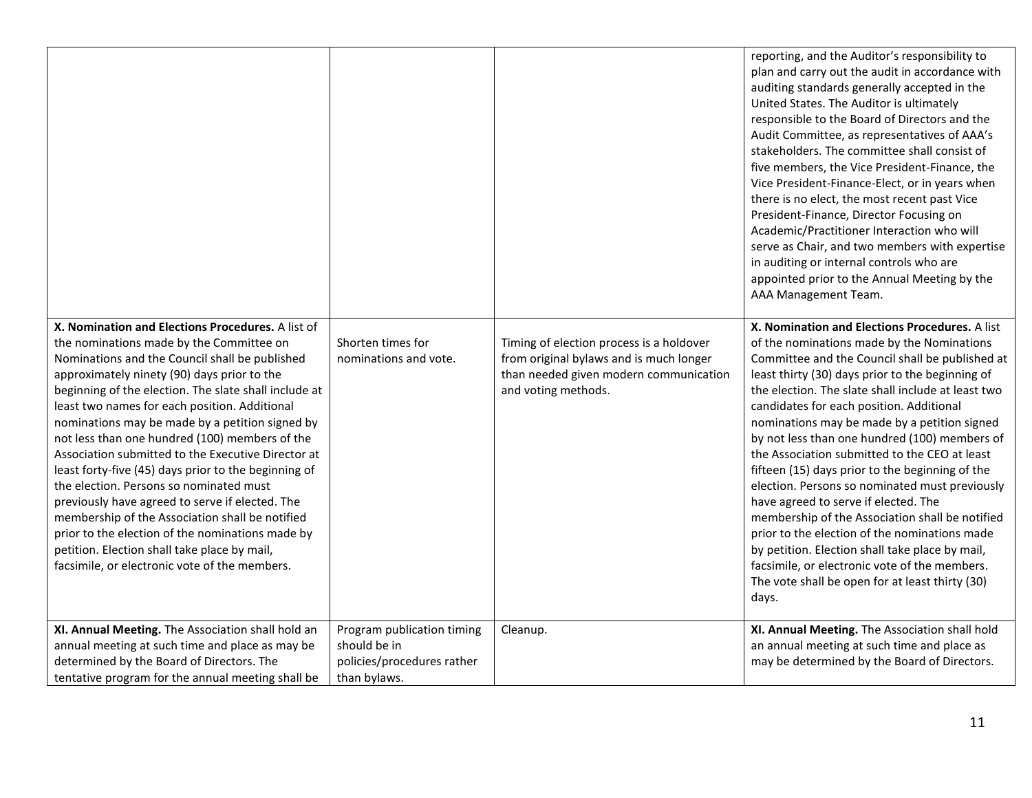| | | | |
|---|---|---|---|
| | | | reporting, and the Auditor's responsibility to plan and carry out the audit in accordance with auditing standards generally accepted in the United States. The Auditor is ultimately responsible to the Board of Directors and the Audit Committee, as representatives of AAA's stakeholders. The committee shall consist of five members, the Vice President-Finance, the Vice President-Finance-Elect, or in years when there is no elect, the most recent past Vice President-Finance, Director Focusing on Academic/Practitioner Interaction who will serve as Chair, and two members with expertise in auditing or internal controls who are appointed prior to the Annual Meeting by the AAA Management Team. |
| **X. Nomination and Elections Procedures.** A list of the nominations made by the Committee on Nominations and the Council shall be published approximately ninety (90) days prior to the beginning of the election. The slate shall include at least two names for each position. Additional nominations may be made by a petition signed by not less than one hundred (100) members of the Association submitted to the Executive Director at least forty-five (45) days prior to the beginning of the election. Persons so nominated must previously have agreed to serve if elected. The membership of the Association shall be notified prior to the election of the nominations made by petition. Election shall take place by mail, facsimile, or electronic vote of the members. | Shorten times for nominations and vote. | Timing of election process is a holdover from original bylaws and is much longer than needed given modern communication and voting methods. | **X. Nomination and Elections Procedures.** A list of the nominations made by the Nominations Committee and the Council shall be published at least thirty (30) days prior to the beginning of the election. The slate shall include at least two candidates for each position. Additional nominations may be made by a petition signed by not less than one hundred (100) members of the Association submitted to the CEO at least fifteen (15) days prior to the beginning of the election. Persons so nominated must previously have agreed to serve if elected. The membership of the Association shall be notified prior to the election of the nominations made by petition. Election shall take place by mail, facsimile, or electronic vote of the members. The vote shall be open for at least thirty (30) days. |
| **XI. Annual Meeting.** The Association shall hold an annual meeting at such time and place as may be determined by the Board of Directors. The tentative program for the annual meeting shall be | Program publication timing should be in policies/procedures rather than bylaws. | Cleanup. | **XI. Annual Meeting.** The Association shall hold an annual meeting at such time and place as may be determined by the Board of Directors. |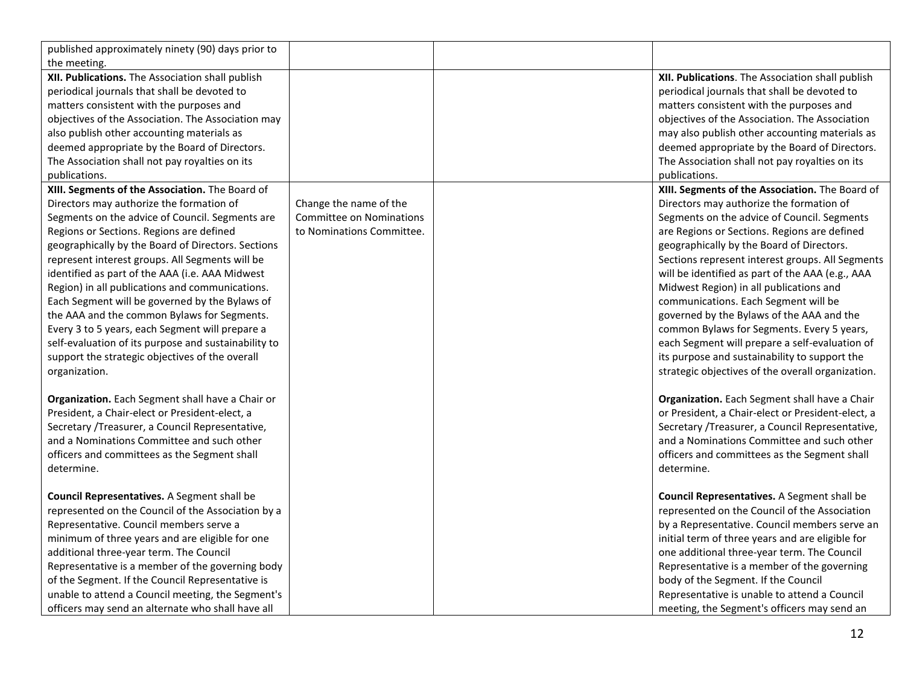| | | | |
|---|---|---|---|
| published approximately ninety (90) days prior to the meeting. | | | |
| **XII. Publications.** The Association shall publish periodical journals that shall be devoted to matters consistent with the purposes and objectives of the Association. The Association may also publish other accounting materials as deemed appropriate by the Board of Directors. The Association shall not pay royalties on its publications. | | | **XII. Publications**. The Association shall publish periodical journals that shall be devoted to matters consistent with the purposes and objectives of the Association. The Association may also publish other accounting materials as deemed appropriate by the Board of Directors. The Association shall not pay royalties on its publications. |
| **XIII. Segments of the Association.** The Board of Directors may authorize the formation of Segments on the advice of Council. Segments are Regions or Sections. Regions are defined geographically by the Board of Directors. Sections represent interest groups. All Segments will be identified as part of the AAA (i.e. AAA Midwest Region) in all publications and communications. Each Segment will be governed by the Bylaws of the AAA and the common Bylaws for Segments. Every 3 to 5 years, each Segment will prepare a self-evaluation of its purpose and sustainability to support the strategic objectives of the overall organization.<br><br>**Organization.** Each Segment shall have a Chair or President, a Chair-elect or President-elect, a Secretary /Treasurer, a Council Representative, and a Nominations Committee and such other officers and committees as the Segment shall determine.<br><br>**Council Representatives.** A Segment shall be represented on the Council of the Association by a Representative. Council members serve a minimum of three years and are eligible for one additional three-year term. The Council Representative is a member of the governing body of the Segment. If the Council Representative is unable to attend a Council meeting, the Segment's officers may send an alternate who shall have all | Change the name of the Committee on Nominations to Nominations Committee. | | **XIII. Segments of the Association.** The Board of Directors may authorize the formation of Segments on the advice of Council. Segments are Regions or Sections. Regions are defined geographically by the Board of Directors. Sections represent interest groups. All Segments will be identified as part of the AAA (e.g., AAA Midwest Region) in all publications and communications. Each Segment will be governed by the Bylaws of the AAA and the common Bylaws for Segments. Every 5 years, each Segment will prepare a self-evaluation of its purpose and sustainability to support the strategic objectives of the overall organization.<br><br>**Organization.** Each Segment shall have a Chair or President, a Chair-elect or President-elect, a Secretary /Treasurer, a Council Representative, and a Nominations Committee and such other officers and committees as the Segment shall determine.<br><br>**Council Representatives.** A Segment shall be represented on the Council of the Association by a Representative. Council members serve an initial term of three years and are eligible for one additional three-year term. The Council Representative is a member of the governing body of the Segment. If the Council Representative is unable to attend a Council meeting, the Segment's officers may send an |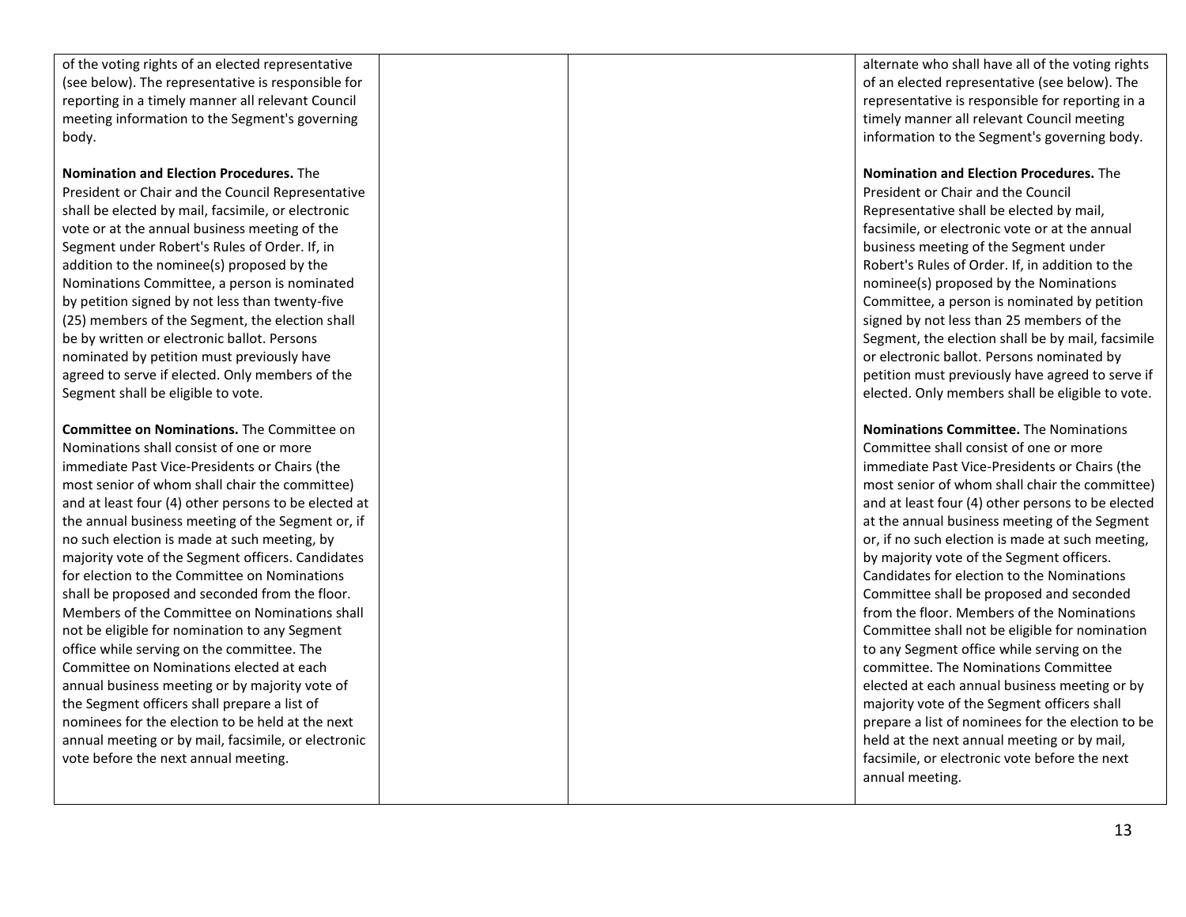| | | | |
|---|---|---|---|
| of the voting rights of an elected representative (see below). The representative is responsible for reporting in a timely manner all relevant Council meeting information to the Segment's governing body.<br><br>**Nomination and Election Procedures.** The President or Chair and the Council Representative shall be elected by mail, facsimile, or electronic vote or at the annual business meeting of the Segment under Robert's Rules of Order. If, in addition to the nominee(s) proposed by the Nominations Committee, a person is nominated by petition signed by not less than twenty-five (25) members of the Segment, the election shall be by written or electronic ballot. Persons nominated by petition must previously have agreed to serve if elected. Only members of the Segment shall be eligible to vote.<br><br>**Committee on Nominations.** The Committee on Nominations shall consist of one or more immediate Past Vice-Presidents or Chairs (the most senior of whom shall chair the committee) and at least four (4) other persons to be elected at the annual business meeting of the Segment or, if no such election is made at such meeting, by majority vote of the Segment officers. Candidates for election to the Committee on Nominations shall be proposed and seconded from the floor. Members of the Committee on Nominations shall not be eligible for nomination to any Segment office while serving on the committee. The Committee on Nominations elected at each annual business meeting or by majority vote of the Segment officers shall prepare a list of nominees for the election to be held at the next annual meeting or by mail, facsimile, or electronic vote before the next annual meeting. | | | alternate who shall have all of the voting rights of an elected representative (see below). The representative is responsible for reporting in a timely manner all relevant Council meeting information to the Segment's governing body.<br><br>**Nomination and Election Procedures.** The President or Chair and the Council Representative shall be elected by mail, facsimile, or electronic vote or at the annual business meeting of the Segment under Robert's Rules of Order. If, in addition to the nominee(s) proposed by the Nominations Committee, a person is nominated by petition signed by not less than 25 members of the Segment, the election shall be by mail, facsimile or electronic ballot. Persons nominated by petition must previously have agreed to serve if elected. Only members shall be eligible to vote.<br><br>**Nominations Committee.** The Nominations Committee shall consist of one or more immediate Past Vice-Presidents or Chairs (the most senior of whom shall chair the committee) and at least four (4) other persons to be elected at the annual business meeting of the Segment or, if no such election is made at such meeting, by majority vote of the Segment officers. Candidates for election to the Nominations Committee shall be proposed and seconded from the floor. Members of the Nominations Committee shall not be eligible for nomination to any Segment office while serving on the committee. The Nominations Committee elected at each annual business meeting or by majority vote of the Segment officers shall prepare a list of nominees for the election to be held at the next annual meeting or by mail, facsimile, or electronic vote before the next annual meeting. |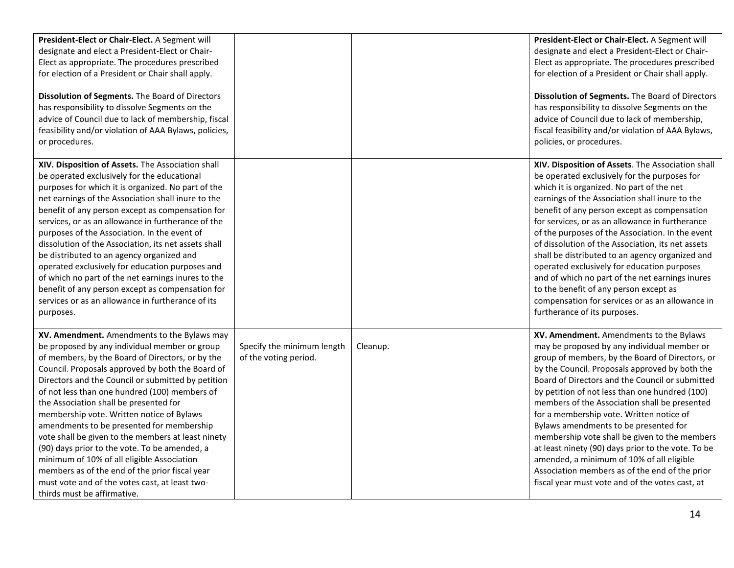| | | | |
|---|---|---|---|
| **President-Elect or Chair-Elect.** A Segment will designate and elect a President-Elect or Chair-Elect as appropriate. The procedures prescribed for election of a President or Chair shall apply.<br><br>**Dissolution of Segments.** The Board of Directors has responsibility to dissolve Segments on the advice of Council due to lack of membership, fiscal feasibility and/or violation of AAA Bylaws, policies, or procedures. | | | **President-Elect or Chair-Elect.** A Segment will designate and elect a President-Elect or Chair-Elect as appropriate. The procedures prescribed for election of a President or Chair shall apply.<br><br>**Dissolution of Segments.** The Board of Directors has responsibility to dissolve Segments on the advice of Council due to lack of membership, fiscal feasibility and/or violation of AAA Bylaws, policies, or procedures. |
| **XIV. Disposition of Assets.** The Association shall be operated exclusively for the educational purposes for which it is organized. No part of the net earnings of the Association shall inure to the benefit of any person except as compensation for services, or as an allowance in furtherance of the purposes of the Association. In the event of dissolution of the Association, its net assets shall be distributed to an agency organized and operated exclusively for education purposes and of which no part of the net earnings inures to the benefit of any person except as compensation for services or as an allowance in furtherance of its purposes. | | | **XIV. Disposition of Assets**. The Association shall be operated exclusively for the purposes for which it is organized. No part of the net earnings of the Association shall inure to the benefit of any person except as compensation for services, or as an allowance in furtherance of the purposes of the Association. In the event of dissolution of the Association, its net assets shall be distributed to an agency organized and operated exclusively for education purposes and of which no part of the net earnings inures to the benefit of any person except as compensation for services or as an allowance in furtherance of its purposes. |
| **XV. Amendment.** Amendments to the Bylaws may be proposed by any individual member or group of members, by the Board of Directors, or by the Council. Proposals approved by both the Board of Directors and the Council or submitted by petition of not less than one hundred (100) members of the Association shall be presented for membership vote. Written notice of Bylaws amendments to be presented for membership vote shall be given to the members at least ninety (90) days prior to the vote. To be amended, a minimum of 10% of all eligible Association members as of the end of the prior fiscal year must vote and of the votes cast, at least two-thirds must be affirmative. | Specify the minimum length of the voting period. | Cleanup. | **XV. Amendment.** Amendments to the Bylaws may be proposed by any individual member or group of members, by the Board of Directors, or by the Council. Proposals approved by both the Board of Directors and the Council or submitted by petition of not less than one hundred (100) members of the Association shall be presented for a membership vote. Written notice of Bylaws amendments to be presented for membership vote shall be given to the members at least ninety (90) days prior to the vote. To be amended, a minimum of 10% of all eligible Association members as of the end of the prior fiscal year must vote and of the votes cast, at |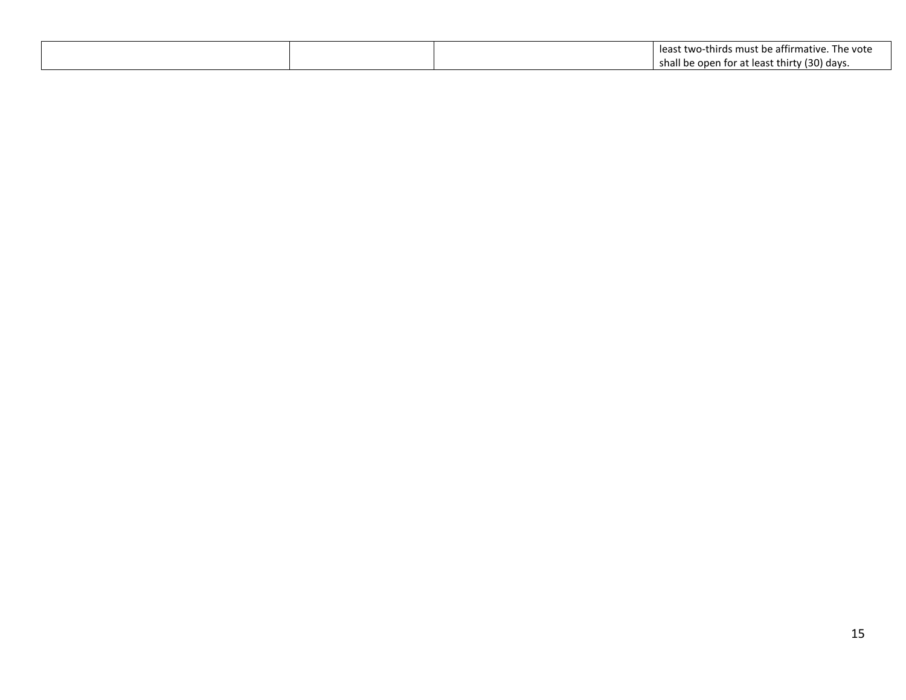| | | | |
|---|---|---|---|
| | | | least two-thirds must be affirmative. The vote shall be open for at least thirty (30) days. |